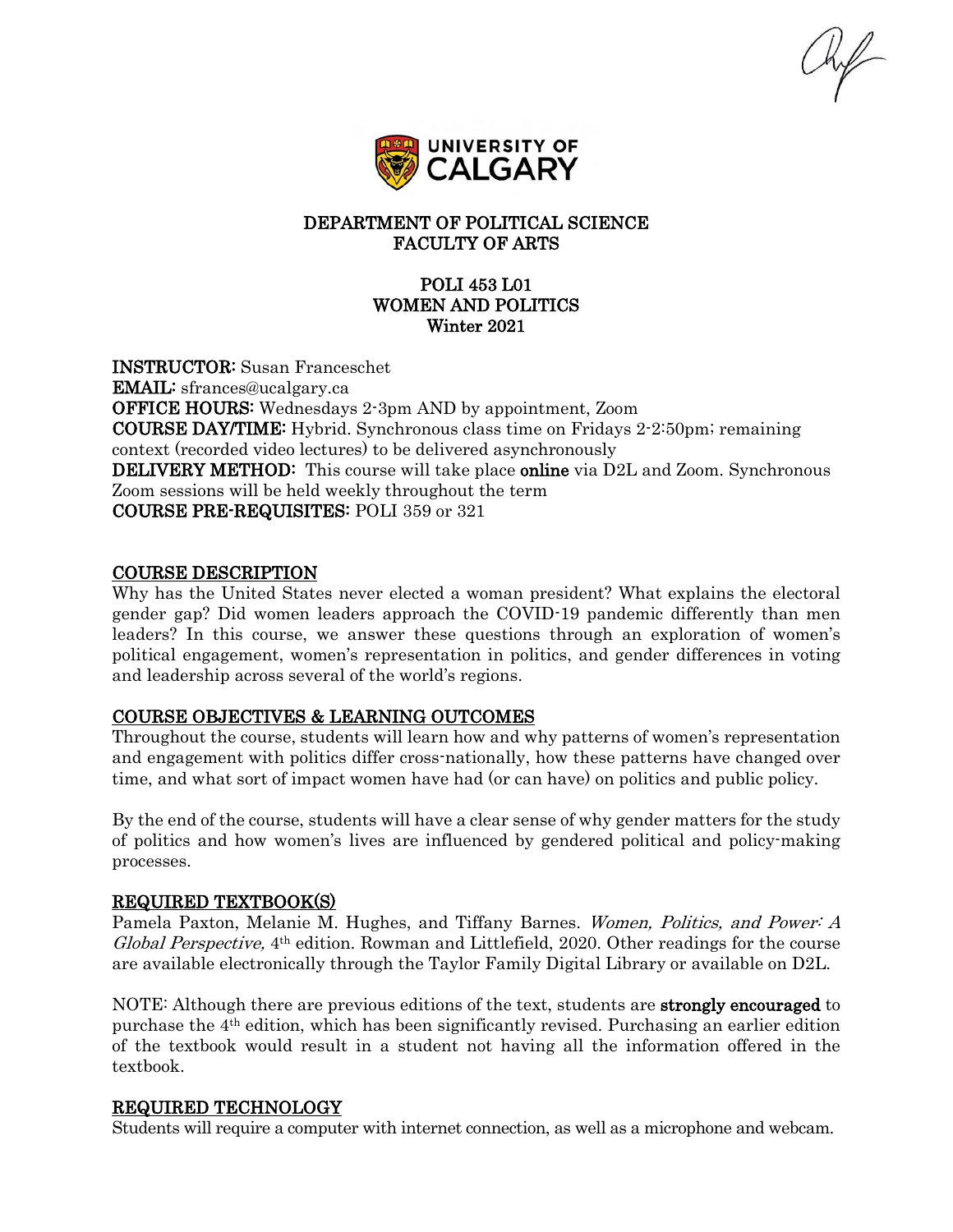# DEPARTMENT OF POLITICAL SCIENCE
# FACULTY OF ARTS

## POLI 453 L01
## WOMEN AND POLITICS
## Winter 2021

**INSTRUCTOR:** Susan Franceschet
**EMAIL:** sfrances@ucalgary.ca
**OFFICE HOURS:** Wednesdays 2-3pm AND by appointment, Zoom
**COURSE DAY/TIME:** Hybrid. Synchronous class time on Fridays 2-2:50pm; remaining context (recorded video lectures) to be delivered asynchronously
**DELIVERY METHOD:** This course will take place **online** via D2L and Zoom. Synchronous Zoom sessions will be held weekly throughout the term
**COURSE PRE-REQUISITES:** POLI 359 or 321

## COURSE DESCRIPTION

Why has the United States never elected a woman president? What explains the electoral gender gap? Did women leaders approach the COVID-19 pandemic differently than men leaders? In this course, we answer these questions through an exploration of women's political engagement, women's representation in politics, and gender differences in voting and leadership across several of the world's regions.

## COURSE OBJECTIVES & LEARNING OUTCOMES

Throughout the course, students will learn how and why patterns of women's representation and engagement with politics differ cross-nationally, how these patterns have changed over time, and what sort of impact women have had (or can have) on politics and public policy.

By the end of the course, students will have a clear sense of why gender matters for the study of politics and how women's lives are influenced by gendered political and policy-making processes.

## REQUIRED TEXTBOOK(S)

Pamela Paxton, Melanie M. Hughes, and Tiffany Barnes. *Women, Politics, and Power: A Global Perspective,* 4th edition. Rowman and Littlefield, 2020. Other readings for the course are available electronically through the Taylor Family Digital Library or available on D2L.

NOTE: Although there are previous editions of the text, students are **strongly encouraged** to purchase the 4th edition, which has been significantly revised. Purchasing an earlier edition of the textbook would result in a student not having all the information offered in the textbook.

## REQUIRED TECHNOLOGY

Students will require a computer with internet connection, as well as a microphone and webcam.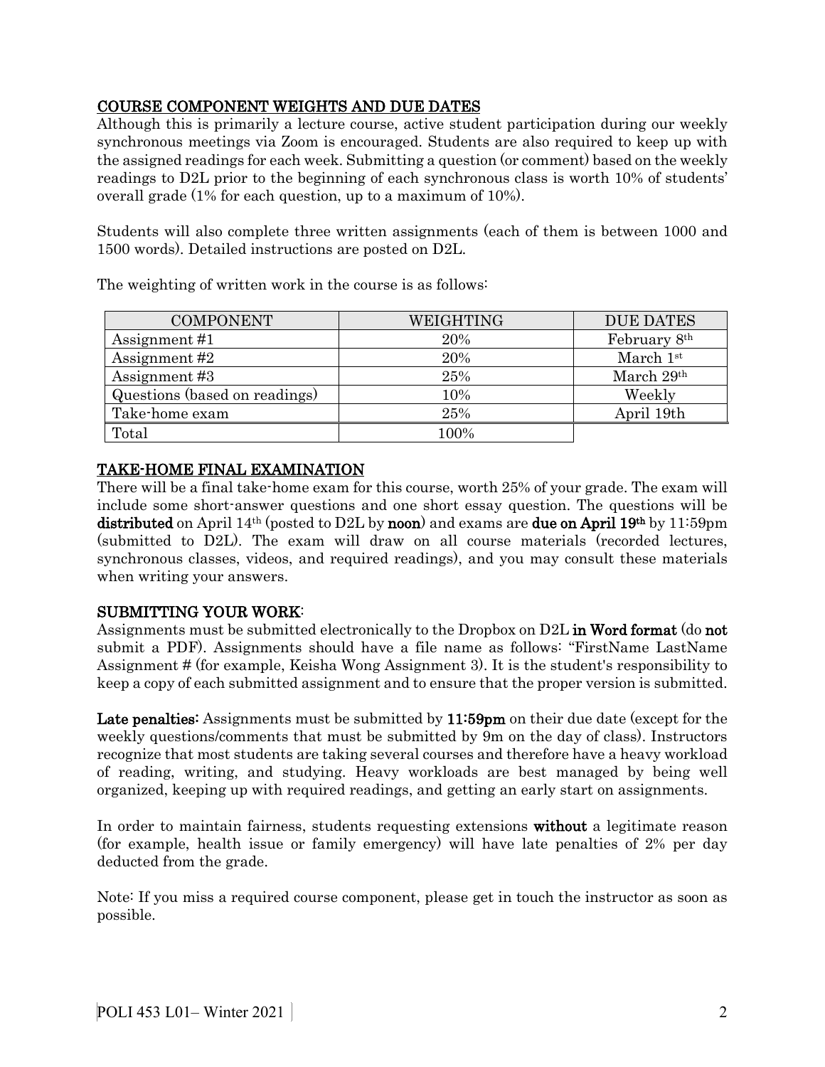## COURSE COMPONENT WEIGHTS AND DUE DATES

Although this is primarily a lecture course, active student participation during our weekly synchronous meetings via Zoom is encouraged. Students are also required to keep up with the assigned readings for each week. Submitting a question (or comment) based on the weekly readings to D2L prior to the beginning of each synchronous class is worth 10% of students' overall grade (1% for each question, up to a maximum of 10%).

Students will also complete three written assignments (each of them is between 1000 and 1500 words). Detailed instructions are posted on D2L.

The weighting of written work in the course is as follows:

| COMPONENT | WEIGHTING | DUE DATES |
|---|---|---|
| Assignment #1 | 20% | February 8th |
| Assignment #2 | 20% | March 1st |
| Assignment #3 | 25% | March 29th |
| Questions (based on readings) | 10% | Weekly |
| Take-home exam | 25% | April 19th |
| Total | 100% | |

## TAKE-HOME FINAL EXAMINATION

There will be a final take-home exam for this course, worth 25% of your grade. The exam will include some short-answer questions and one short essay question. The questions will be **distributed** on April 14th (posted to D2L by **noon**) and exams are **due on April 19th** by 11:59pm (submitted to D2L). The exam will draw on all course materials (recorded lectures, synchronous classes, videos, and required readings), and you may consult these materials when writing your answers.

## SUBMITTING YOUR WORK:

Assignments must be submitted electronically to the Dropbox on D2L **in Word format** (do **not** submit a PDF). Assignments should have a file name as follows: "FirstName LastName Assignment # (for example, Keisha Wong Assignment 3). It is the student's responsibility to keep a copy of each submitted assignment and to ensure that the proper version is submitted.

**Late penalties:** Assignments must be submitted by **11:59pm** on their due date (except for the weekly questions/comments that must be submitted by 9m on the day of class). Instructors recognize that most students are taking several courses and therefore have a heavy workload of reading, writing, and studying. Heavy workloads are best managed by being well organized, keeping up with required readings, and getting an early start on assignments.

In order to maintain fairness, students requesting extensions **without** a legitimate reason (for example, health issue or family emergency) will have late penalties of 2% per day deducted from the grade.

Note: If you miss a required course component, please get in touch the instructor as soon as possible.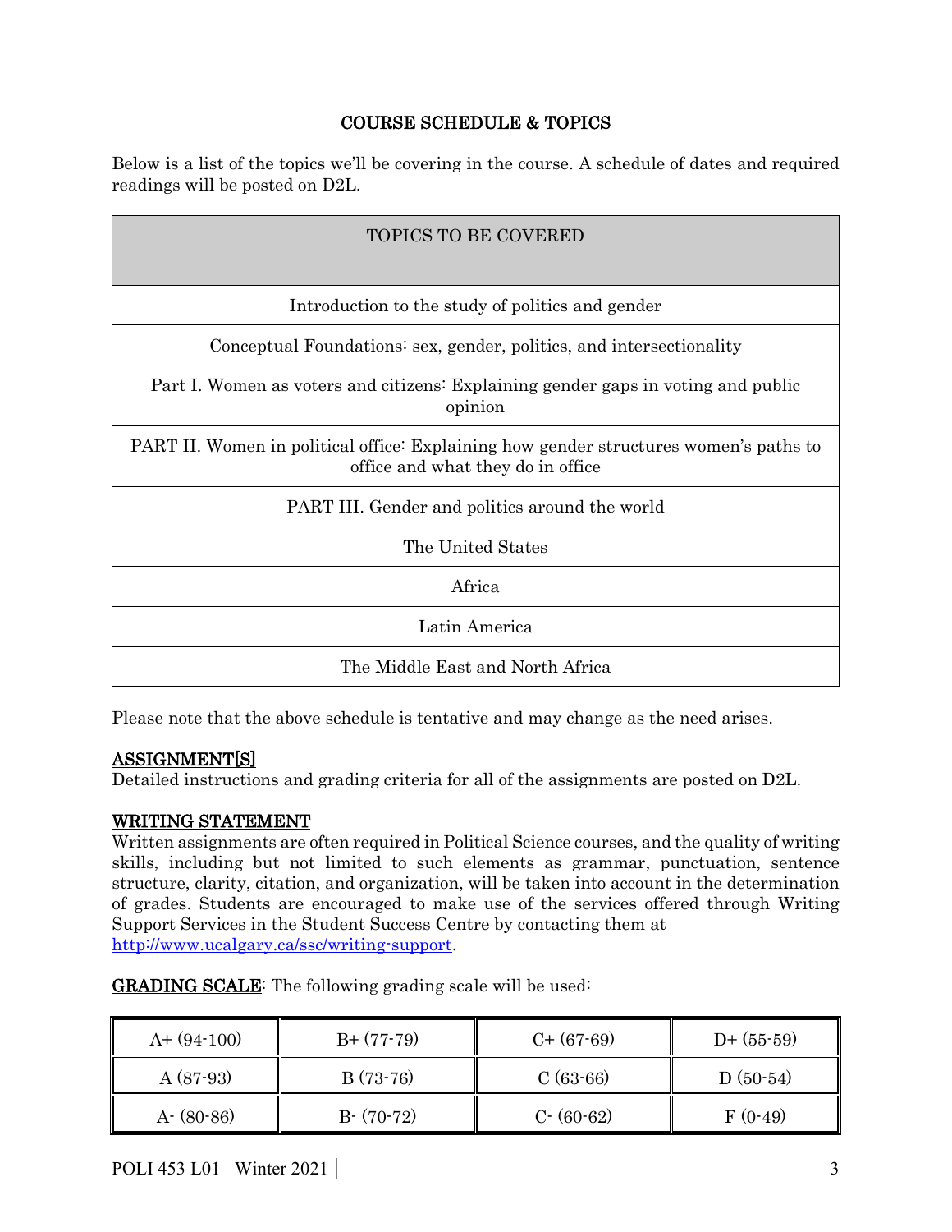## COURSE SCHEDULE & TOPICS

Below is a list of the topics we'll be covering in the course. A schedule of dates and required readings will be posted on D2L.

| TOPICS TO BE COVERED |
|---|
| Introduction to the study of politics and gender |
| Conceptual Foundations: sex, gender, politics, and intersectionality |
| Part I. Women as voters and citizens: Explaining gender gaps in voting and public opinion |
| PART II. Women in political office: Explaining how gender structures women's paths to office and what they do in office |
| PART III. Gender and politics around the world |
| The United States |
| Africa |
| Latin America |
| The Middle East and North Africa |

Please note that the above schedule is tentative and may change as the need arises.

## ASSIGNMENT[S]

Detailed instructions and grading criteria for all of the assignments are posted on D2L.

## WRITING STATEMENT

Written assignments are often required in Political Science courses, and the quality of writing skills, including but not limited to such elements as grammar, punctuation, sentence structure, clarity, citation, and organization, will be taken into account in the determination of grades. Students are encouraged to make use of the services offered through Writing Support Services in the Student Success Centre by contacting them at http://www.ucalgary.ca/ssc/writing-support.

**GRADING SCALE**: The following grading scale will be used:

| | | | |
|---|---|---|---|
| A+ (94-100) | B+ (77-79) | C+ (67-69) | D+ (55-59) |
| A (87-93) | B (73-76) | C (63-66) | D (50-54) |
| A- (80-86) | B- (70-72) | C- (60-62) | F (0-49) |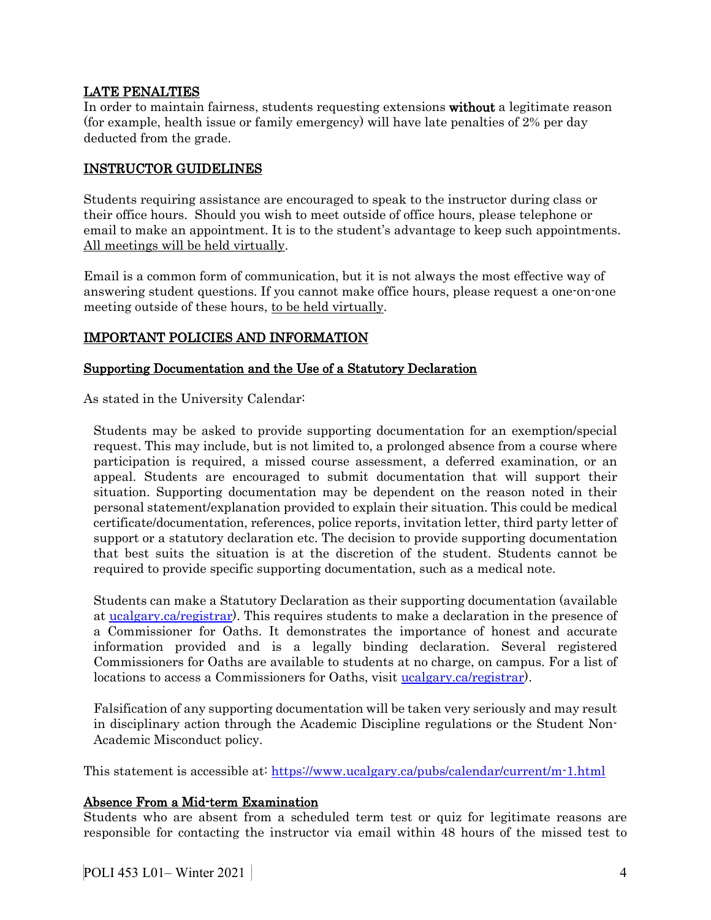## LATE PENALTIES

In order to maintain fairness, students requesting extensions **without** a legitimate reason (for example, health issue or family emergency) will have late penalties of 2% per day deducted from the grade.

## INSTRUCTOR GUIDELINES

Students requiring assistance are encouraged to speak to the instructor during class or their office hours. Should you wish to meet outside of office hours, please telephone or email to make an appointment. It is to the student's advantage to keep such appointments. All meetings will be held virtually.

Email is a common form of communication, but it is not always the most effective way of answering student questions. If you cannot make office hours, please request a one-on-one meeting outside of these hours, to be held virtually.

## IMPORTANT POLICIES AND INFORMATION

### Supporting Documentation and the Use of a Statutory Declaration

As stated in the University Calendar:

> Students may be asked to provide supporting documentation for an exemption/special request. This may include, but is not limited to, a prolonged absence from a course where participation is required, a missed course assessment, a deferred examination, or an appeal. Students are encouraged to submit documentation that will support their situation. Supporting documentation may be dependent on the reason noted in their personal statement/explanation provided to explain their situation. This could be medical certificate/documentation, references, police reports, invitation letter, third party letter of support or a statutory declaration etc. The decision to provide supporting documentation that best suits the situation is at the discretion of the student. Students cannot be required to provide specific supporting documentation, such as a medical note.
>
> Students can make a Statutory Declaration as their supporting documentation (available at [ucalgary.ca/registrar](ucalgary.ca/registrar)). This requires students to make a declaration in the presence of a Commissioner for Oaths. It demonstrates the importance of honest and accurate information provided and is a legally binding declaration. Several registered Commissioners for Oaths are available to students at no charge, on campus. For a list of locations to access a Commissioners for Oaths, visit [ucalgary.ca/registrar](ucalgary.ca/registrar)).
>
> Falsification of any supporting documentation will be taken very seriously and may result in disciplinary action through the Academic Discipline regulations or the Student Non-Academic Misconduct policy.

This statement is accessible at: https://www.ucalgary.ca/pubs/calendar/current/m-1.html

### Absence From a Mid-term Examination

Students who are absent from a scheduled term test or quiz for legitimate reasons are responsible for contacting the instructor via email within 48 hours of the missed test to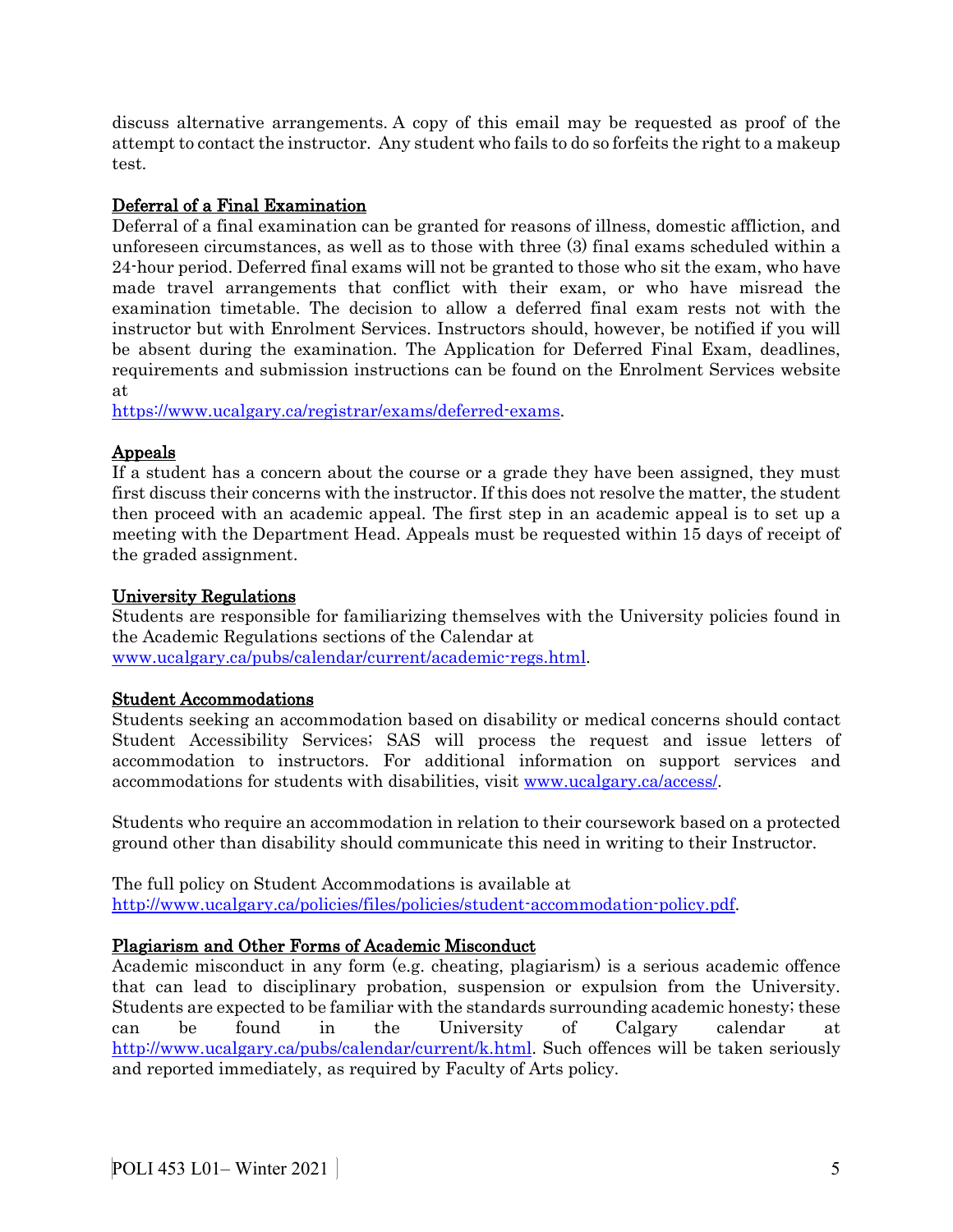discuss alternative arrangements. A copy of this email may be requested as proof of the attempt to contact the instructor. Any student who fails to do so forfeits the right to a makeup test.

## Deferral of a Final Examination

Deferral of a final examination can be granted for reasons of illness, domestic affliction, and unforeseen circumstances, as well as to those with three (3) final exams scheduled within a 24-hour period. Deferred final exams will not be granted to those who sit the exam, who have made travel arrangements that conflict with their exam, or who have misread the examination timetable. The decision to allow a deferred final exam rests not with the instructor but with Enrolment Services. Instructors should, however, be notified if you will be absent during the examination. The Application for Deferred Final Exam, deadlines, requirements and submission instructions can be found on the Enrolment Services website at
https://www.ucalgary.ca/registrar/exams/deferred-exams.

## Appeals

If a student has a concern about the course or a grade they have been assigned, they must first discuss their concerns with the instructor. If this does not resolve the matter, the student then proceed with an academic appeal. The first step in an academic appeal is to set up a meeting with the Department Head. Appeals must be requested within 15 days of receipt of the graded assignment.

## University Regulations

Students are responsible for familiarizing themselves with the University policies found in the Academic Regulations sections of the Calendar at
www.ucalgary.ca/pubs/calendar/current/academic-regs.html.

## Student Accommodations

Students seeking an accommodation based on disability or medical concerns should contact Student Accessibility Services; SAS will process the request and issue letters of accommodation to instructors. For additional information on support services and accommodations for students with disabilities, visit www.ucalgary.ca/access/.

Students who require an accommodation in relation to their coursework based on a protected ground other than disability should communicate this need in writing to their Instructor.

The full policy on Student Accommodations is available at
http://www.ucalgary.ca/policies/files/policies/student-accommodation-policy.pdf.

## Plagiarism and Other Forms of Academic Misconduct

Academic misconduct in any form (e.g. cheating, plagiarism) is a serious academic offence that can lead to disciplinary probation, suspension or expulsion from the University. Students are expected to be familiar with the standards surrounding academic honesty; these can be found in the University of Calgary calendar at http://www.ucalgary.ca/pubs/calendar/current/k.html. Such offences will be taken seriously and reported immediately, as required by Faculty of Arts policy.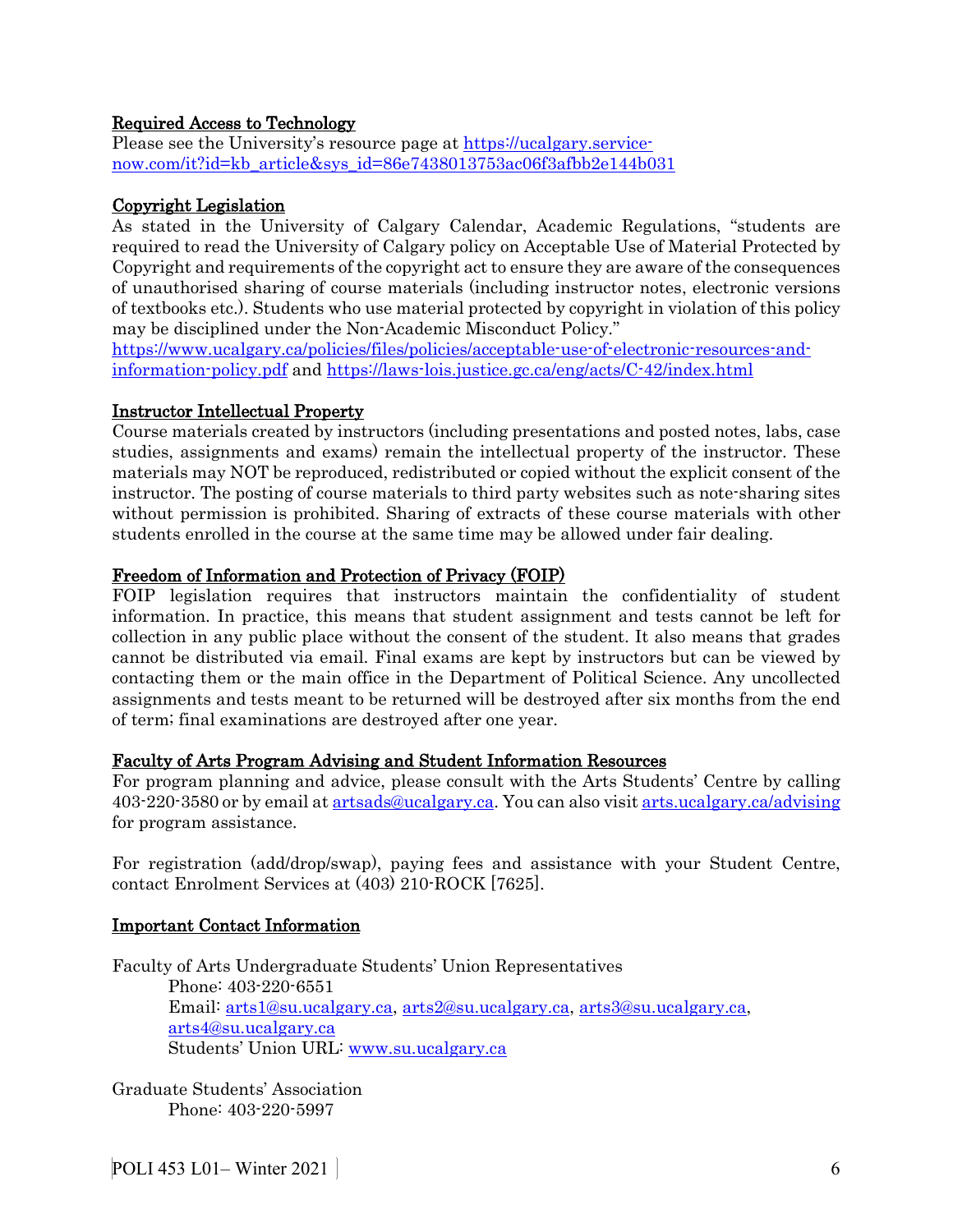## Required Access to Technology

Please see the University's resource page at [https://ucalgary.service-now.com/it?id=kb_article&sys_id=86e7438013753ac06f3afbb2e144b031](https://ucalgary.service-now.com/it?id=kb_article&sys_id=86e7438013753ac06f3afbb2e144b031)

## Copyright Legislation

As stated in the University of Calgary Calendar, Academic Regulations, "students are required to read the University of Calgary policy on Acceptable Use of Material Protected by Copyright and requirements of the copyright act to ensure they are aware of the consequences of unauthorised sharing of course materials (including instructor notes, electronic versions of textbooks etc.). Students who use material protected by copyright in violation of this policy may be disciplined under the Non-Academic Misconduct Policy."
[https://www.ucalgary.ca/policies/files/policies/acceptable-use-of-electronic-resources-and-information-policy.pdf](https://www.ucalgary.ca/policies/files/policies/acceptable-use-of-electronic-resources-and-information-policy.pdf) and [https://laws-lois.justice.gc.ca/eng/acts/C-42/index.html](https://laws-lois.justice.gc.ca/eng/acts/C-42/index.html)

## Instructor Intellectual Property

Course materials created by instructors (including presentations and posted notes, labs, case studies, assignments and exams) remain the intellectual property of the instructor. These materials may NOT be reproduced, redistributed or copied without the explicit consent of the instructor. The posting of course materials to third party websites such as note-sharing sites without permission is prohibited. Sharing of extracts of these course materials with other students enrolled in the course at the same time may be allowed under fair dealing.

## Freedom of Information and Protection of Privacy (FOIP)

FOIP legislation requires that instructors maintain the confidentiality of student information. In practice, this means that student assignment and tests cannot be left for collection in any public place without the consent of the student. It also means that grades cannot be distributed via email. Final exams are kept by instructors but can be viewed by contacting them or the main office in the Department of Political Science. Any uncollected assignments and tests meant to be returned will be destroyed after six months from the end of term; final examinations are destroyed after one year.

## Faculty of Arts Program Advising and Student Information Resources

For program planning and advice, please consult with the Arts Students' Centre by calling 403-220-3580 or by email at [artsads@ucalgary.ca](mailto:artsads@ucalgary.ca). You can also visit [arts.ucalgary.ca/advising](https://arts.ucalgary.ca/advising) for program assistance.

For registration (add/drop/swap), paying fees and assistance with your Student Centre, contact Enrolment Services at (403) 210-ROCK [7625].

## Important Contact Information

Faculty of Arts Undergraduate Students' Union Representatives
   Phone: 403-220-6551
   Email: [arts1@su.ucalgary.ca](mailto:arts1@su.ucalgary.ca), [arts2@su.ucalgary.ca](mailto:arts2@su.ucalgary.ca), [arts3@su.ucalgary.ca](mailto:arts3@su.ucalgary.ca), [arts4@su.ucalgary.ca](mailto:arts4@su.ucalgary.ca)
   Students' Union URL: [www.su.ucalgary.ca](http://www.su.ucalgary.ca)

Graduate Students' Association
   Phone: 403-220-5997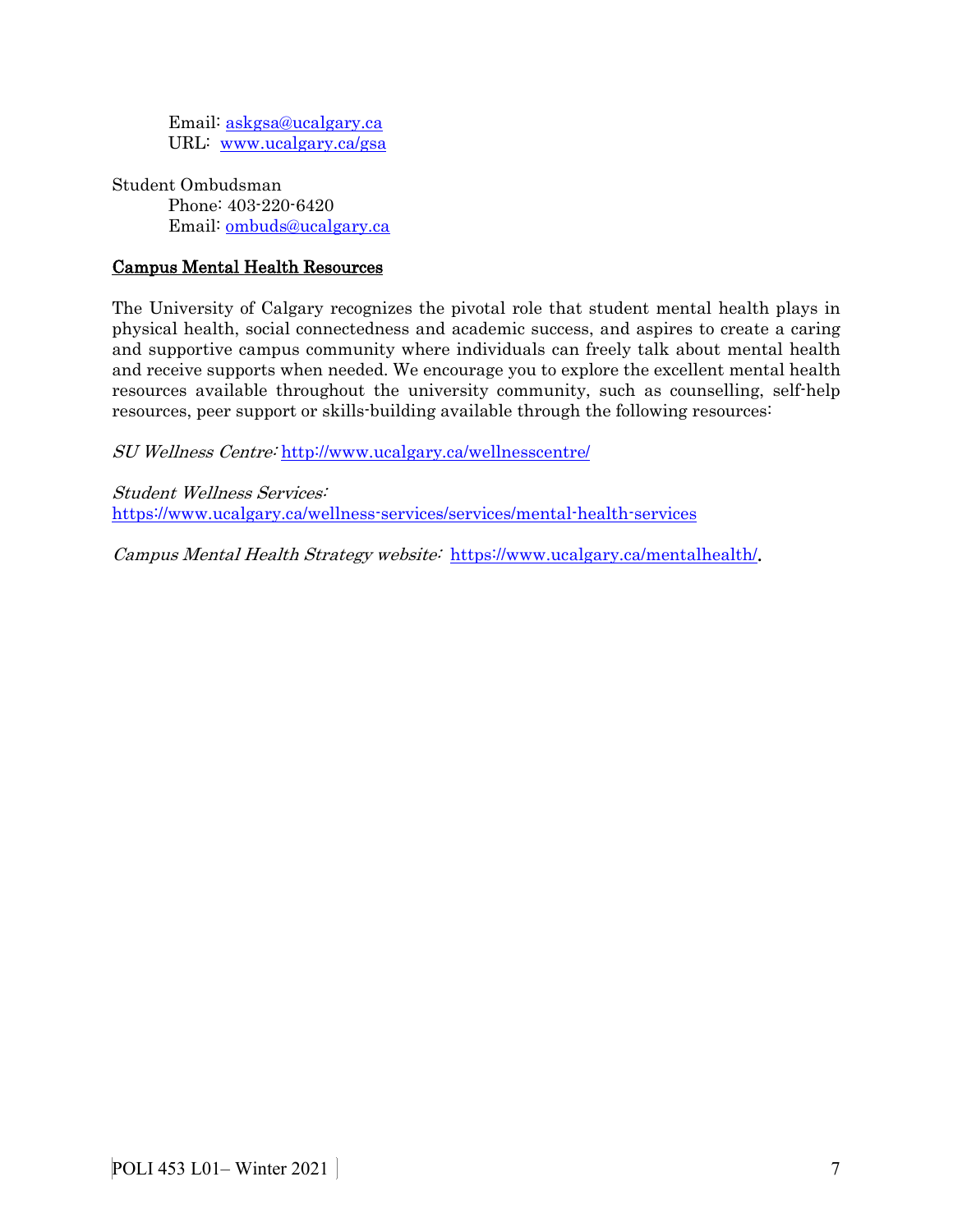Email: askgsa@ucalgary.ca
URL: www.ucalgary.ca/gsa

Student Ombudsman
Phone: 403-220-6420
Email: ombuds@ucalgary.ca

## Campus Mental Health Resources

The University of Calgary recognizes the pivotal role that student mental health plays in physical health, social connectedness and academic success, and aspires to create a caring and supportive campus community where individuals can freely talk about mental health and receive supports when needed. We encourage you to explore the excellent mental health resources available throughout the university community, such as counselling, self-help resources, peer support or skills-building available through the following resources:

*SU Wellness Centre:* http://www.ucalgary.ca/wellnesscentre/

*Student Wellness Services:*
https://www.ucalgary.ca/wellness-services/services/mental-health-services

*Campus Mental Health Strategy website:* https://www.ucalgary.ca/mentalhealth/.